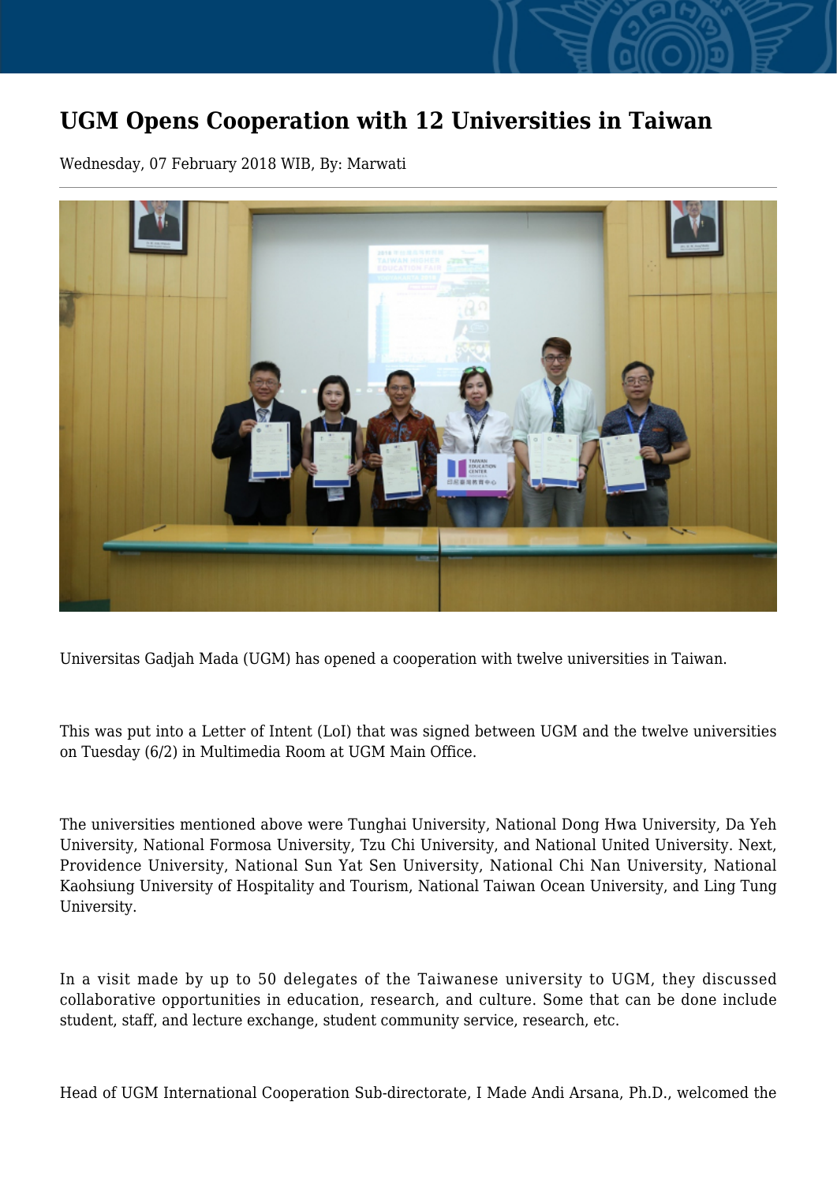# UGM Opens Cooperation with 12 Universities in Taiwan

Wednesday, 07 February 2018 WIB, By: Marwati

Universitas Gadjah Mada (UGM) has opened a cooperation with twelve universities in Taiwan.

This was put into a Letter of Intent (LoI) that was signed between UGM and the twelve universities on Tuesday (6/2) in Multimedia Room at UGM Main Office.

The universities mentioned above were Tunghai University, National Dong Hwa University, Da Yeh University, National Formosa University, Tzu Chi University, and National United University. Next, Providence University, National Sun Yat Sen University, National Chi Nan University, National Kaohsiung University of Hospitality and Tourism, National Taiwan Ocean University, and Ling Tung University.

In a visit made by up to 50 delegates of the Taiwanese university to UGM, they discussed collaborative opportunities in education, research, and culture. Some that can be done include student, staff, and lecture exchange, student community service, research, etc.

Head of UGM International Cooperation Sub-directorate, I Made Andi Arsana, Ph.D., welcomed the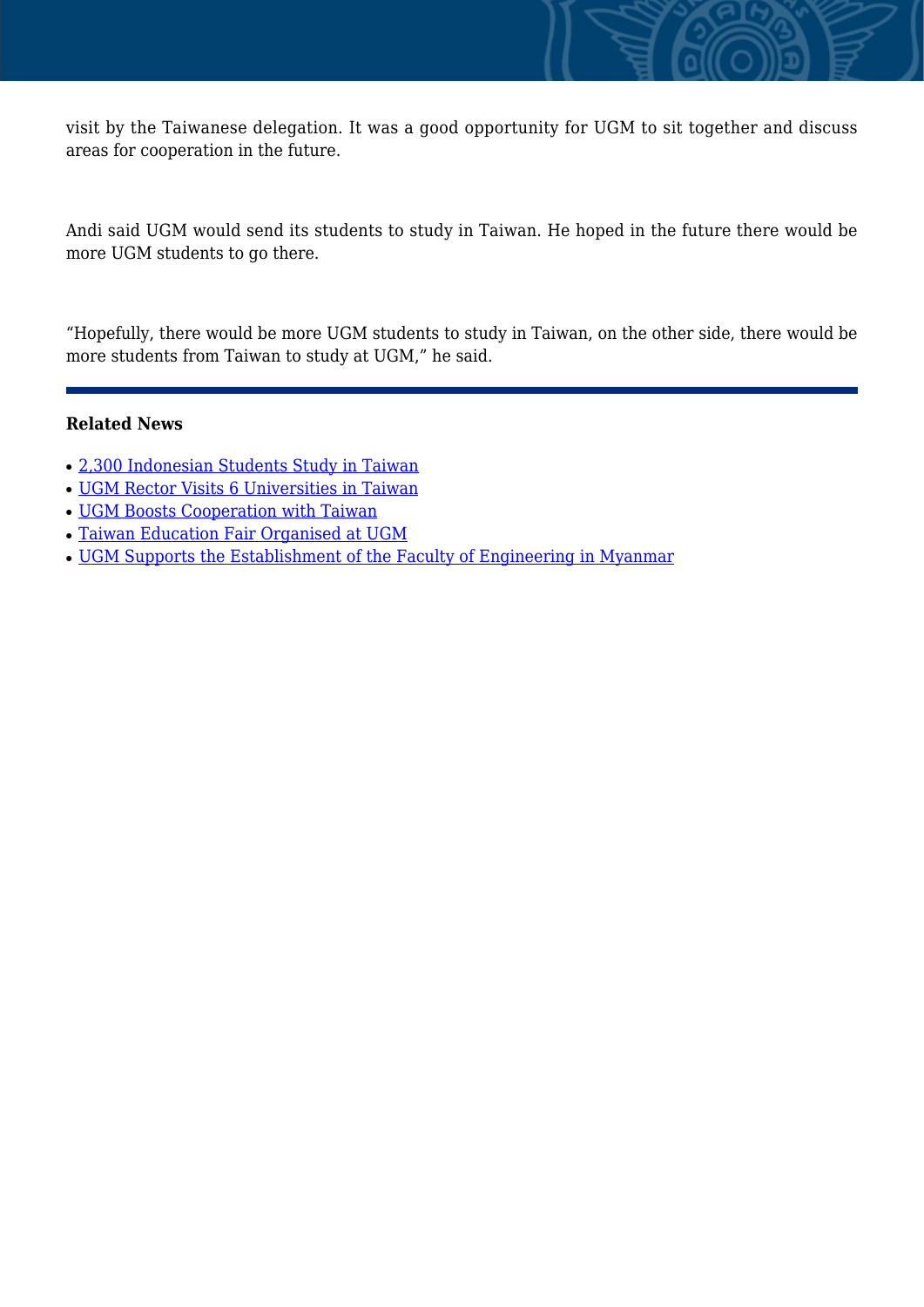visit by the Taiwanese delegation. It was a good opportunity for UGM to sit together and discuss areas for cooperation in the future.

Andi said UGM would send its students to study in Taiwan. He hoped in the future there would be more UGM students to go there.

“Hopefully, there would be more UGM students to study in Taiwan, on the other side, there would be more students from Taiwan to study at UGM,” he said.

---

**Related News**

- 2,300 Indonesian Students Study in Taiwan
- UGM Rector Visits 6 Universities in Taiwan
- UGM Boosts Cooperation with Taiwan
- Taiwan Education Fair Organised at UGM
- UGM Supports the Establishment of the Faculty of Engineering in Myanmar